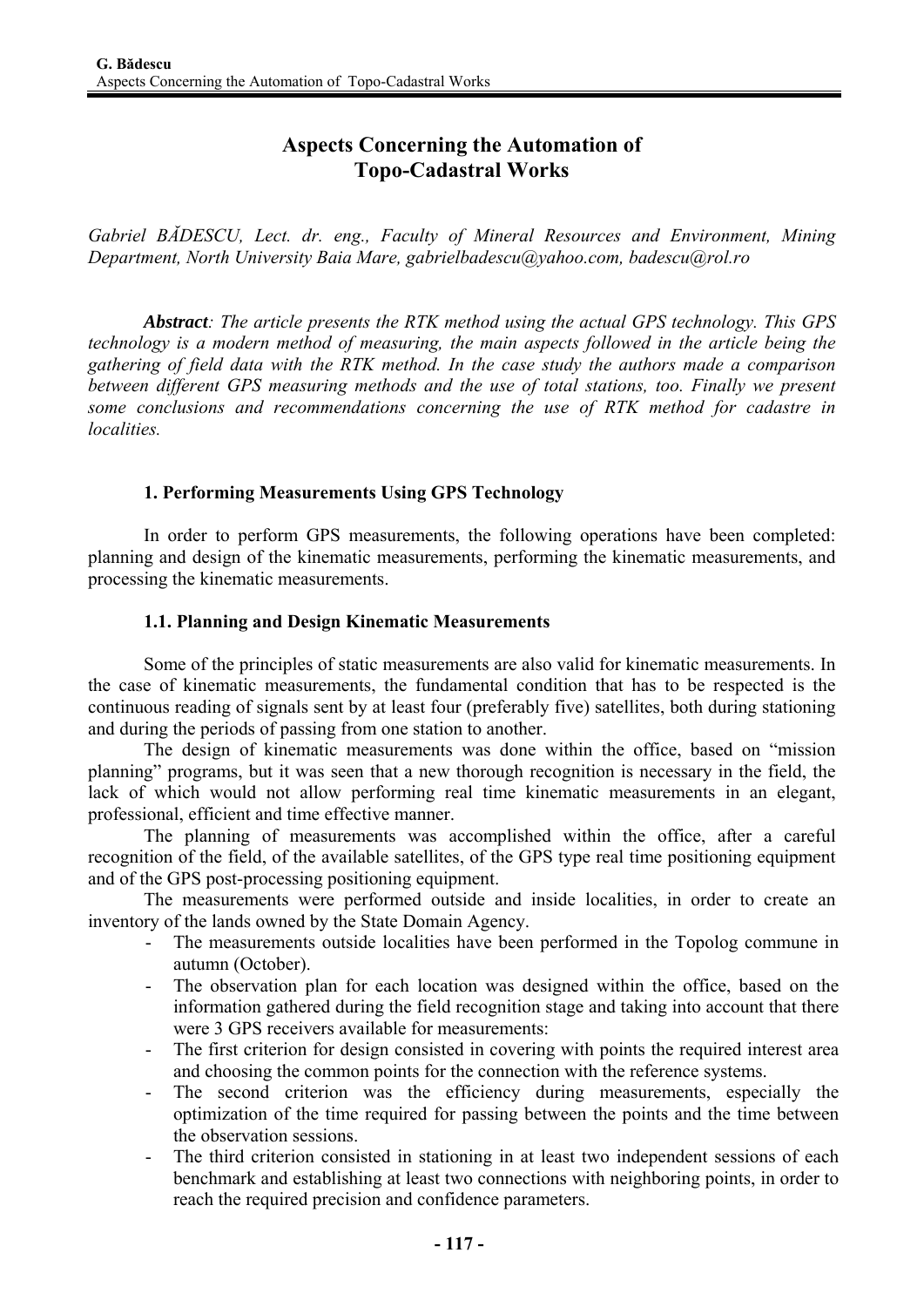# Aspects Concerning the Automation of Topo-Cadastral Works

*Gabriel BĂDESCU, Lect. dr. eng., Faculty of Mineral Resources and Environment, Mining Department, North University Baia Mare, gabrielbadescu@yahoo.com, badescu@rol.ro*

***Abstract**: The article presents the RTK method using the actual GPS technology. This GPS technology is a modern method of measuring, the main aspects followed in the article being the gathering of field data with the RTK method. In the case study the authors made a comparison between different GPS measuring methods and the use of total stations, too. Finally we present some conclusions and recommendations concerning the use of RTK method for cadastre in localities.*

## 1. Performing Measurements Using GPS Technology

In order to perform GPS measurements, the following operations have been completed: planning and design of the kinematic measurements, performing the kinematic measurements, and processing the kinematic measurements.

### 1.1. Planning and Design Kinematic Measurements

Some of the principles of static measurements are also valid for kinematic measurements. In the case of kinematic measurements, the fundamental condition that has to be respected is the continuous reading of signals sent by at least four (preferably five) satellites, both during stationing and during the periods of passing from one station to another.

The design of kinematic measurements was done within the office, based on "mission planning" programs, but it was seen that a new thorough recognition is necessary in the field, the lack of which would not allow performing real time kinematic measurements in an elegant, professional, efficient and time effective manner.

The planning of measurements was accomplished within the office, after a careful recognition of the field, of the available satellites, of the GPS type real time positioning equipment and of the GPS post-processing positioning equipment.

The measurements were performed outside and inside localities, in order to create an inventory of the lands owned by the State Domain Agency.

- The measurements outside localities have been performed in the Topolog commune in autumn (October).
- The observation plan for each location was designed within the office, based on the information gathered during the field recognition stage and taking into account that there were 3 GPS receivers available for measurements:
- The first criterion for design consisted in covering with points the required interest area and choosing the common points for the connection with the reference systems.
- The second criterion was the efficiency during measurements, especially the optimization of the time required for passing between the points and the time between the observation sessions.
- The third criterion consisted in stationing in at least two independent sessions of each benchmark and establishing at least two connections with neighboring points, in order to reach the required precision and confidence parameters.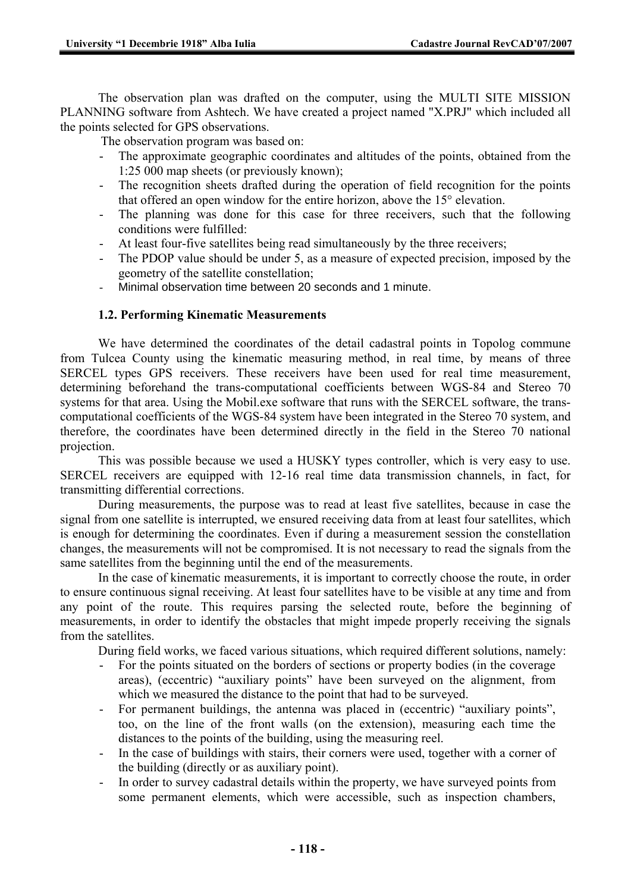The observation plan was drafted on the computer, using the MULTI SITE MISSION PLANNING software from Ashtech. We have created a project named "X.PRJ" which included all the points selected for GPS observations.

The observation program was based on:

- The approximate geographic coordinates and altitudes of the points, obtained from the 1:25 000 map sheets (or previously known);
- The recognition sheets drafted during the operation of field recognition for the points that offered an open window for the entire horizon, above the 15° elevation.
- The planning was done for this case for three receivers, such that the following conditions were fulfilled:
- At least four-five satellites being read simultaneously by the three receivers;
- The PDOP value should be under 5, as a measure of expected precision, imposed by the geometry of the satellite constellation;
- Minimal observation time between 20 seconds and 1 minute.

### 1.2. Performing Kinematic Measurements

We have determined the coordinates of the detail cadastral points in Topolog commune from Tulcea County using the kinematic measuring method, in real time, by means of three SERCEL types GPS receivers. These receivers have been used for real time measurement, determining beforehand the trans-computational coefficients between WGS-84 and Stereo 70 systems for that area. Using the Mobil.exe software that runs with the SERCEL software, the trans-computational coefficients of the WGS-84 system have been integrated in the Stereo 70 system, and therefore, the coordinates have been determined directly in the field in the Stereo 70 national projection.

This was possible because we used a HUSKY types controller, which is very easy to use. SERCEL receivers are equipped with 12-16 real time data transmission channels, in fact, for transmitting differential corrections.

During measurements, the purpose was to read at least five satellites, because in case the signal from one satellite is interrupted, we ensured receiving data from at least four satellites, which is enough for determining the coordinates. Even if during a measurement session the constellation changes, the measurements will not be compromised. It is not necessary to read the signals from the same satellites from the beginning until the end of the measurements.

In the case of kinematic measurements, it is important to correctly choose the route, in order to ensure continuous signal receiving. At least four satellites have to be visible at any time and from any point of the route. This requires parsing the selected route, before the beginning of measurements, in order to identify the obstacles that might impede properly receiving the signals from the satellites.

During field works, we faced various situations, which required different solutions, namely:

- For the points situated on the borders of sections or property bodies (in the coverage areas), (eccentric) "auxiliary points" have been surveyed on the alignment, from which we measured the distance to the point that had to be surveyed.
- For permanent buildings, the antenna was placed in (eccentric) "auxiliary points", too, on the line of the front walls (on the extension), measuring each time the distances to the points of the building, using the measuring reel.
- In the case of buildings with stairs, their corners were used, together with a corner of the building (directly or as auxiliary point).
- In order to survey cadastral details within the property, we have surveyed points from some permanent elements, which were accessible, such as inspection chambers,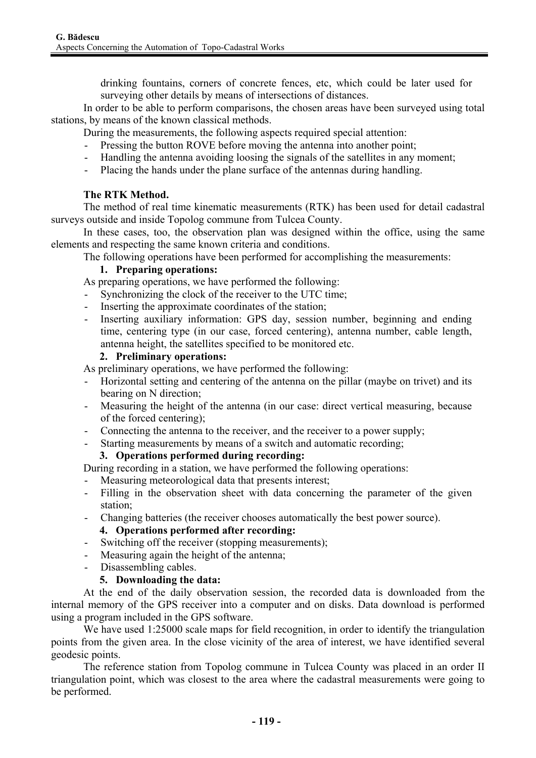drinking fountains, corners of concrete fences, etc, which could be later used for surveying other details by means of intersections of distances.

In order to be able to perform comparisons, the chosen areas have been surveyed using total stations, by means of the known classical methods.

During the measurements, the following aspects required special attention:

- Pressing the button ROVE before moving the antenna into another point;
- Handling the antenna avoiding loosing the signals of the satellites in any moment;
- Placing the hands under the plane surface of the antennas during handling.

**The RTK Method.**

The method of real time kinematic measurements (RTK) has been used for detail cadastral surveys outside and inside Topolog commune from Tulcea County.

In these cases, too, the observation plan was designed within the office, using the same elements and respecting the same known criteria and conditions.

The following operations have been performed for accomplishing the measurements:

**1. Preparing operations:**

As preparing operations, we have performed the following:

- Synchronizing the clock of the receiver to the UTC time;
- Inserting the approximate coordinates of the station;
- Inserting auxiliary information: GPS day, session number, beginning and ending time, centering type (in our case, forced centering), antenna number, cable length, antenna height, the satellites specified to be monitored etc.

**2. Preliminary operations:**

As preliminary operations, we have performed the following:

- Horizontal setting and centering of the antenna on the pillar (maybe on trivet) and its bearing on N direction;
- Measuring the height of the antenna (in our case: direct vertical measuring, because of the forced centering);
- Connecting the antenna to the receiver, and the receiver to a power supply;
- Starting measurements by means of a switch and automatic recording;

**3. Operations performed during recording:**

During recording in a station, we have performed the following operations:

- Measuring meteorological data that presents interest;
- Filling in the observation sheet with data concerning the parameter of the given station;
- Changing batteries (the receiver chooses automatically the best power source).

**4. Operations performed after recording:**

- Switching off the receiver (stopping measurements);
- Measuring again the height of the antenna;
- Disassembling cables.

**5. Downloading the data:**

At the end of the daily observation session, the recorded data is downloaded from the internal memory of the GPS receiver into a computer and on disks. Data download is performed using a program included in the GPS software.

We have used 1:25000 scale maps for field recognition, in order to identify the triangulation points from the given area. In the close vicinity of the area of interest, we have identified several geodesic points.

The reference station from Topolog commune in Tulcea County was placed in an order II triangulation point, which was closest to the area where the cadastral measurements were going to be performed.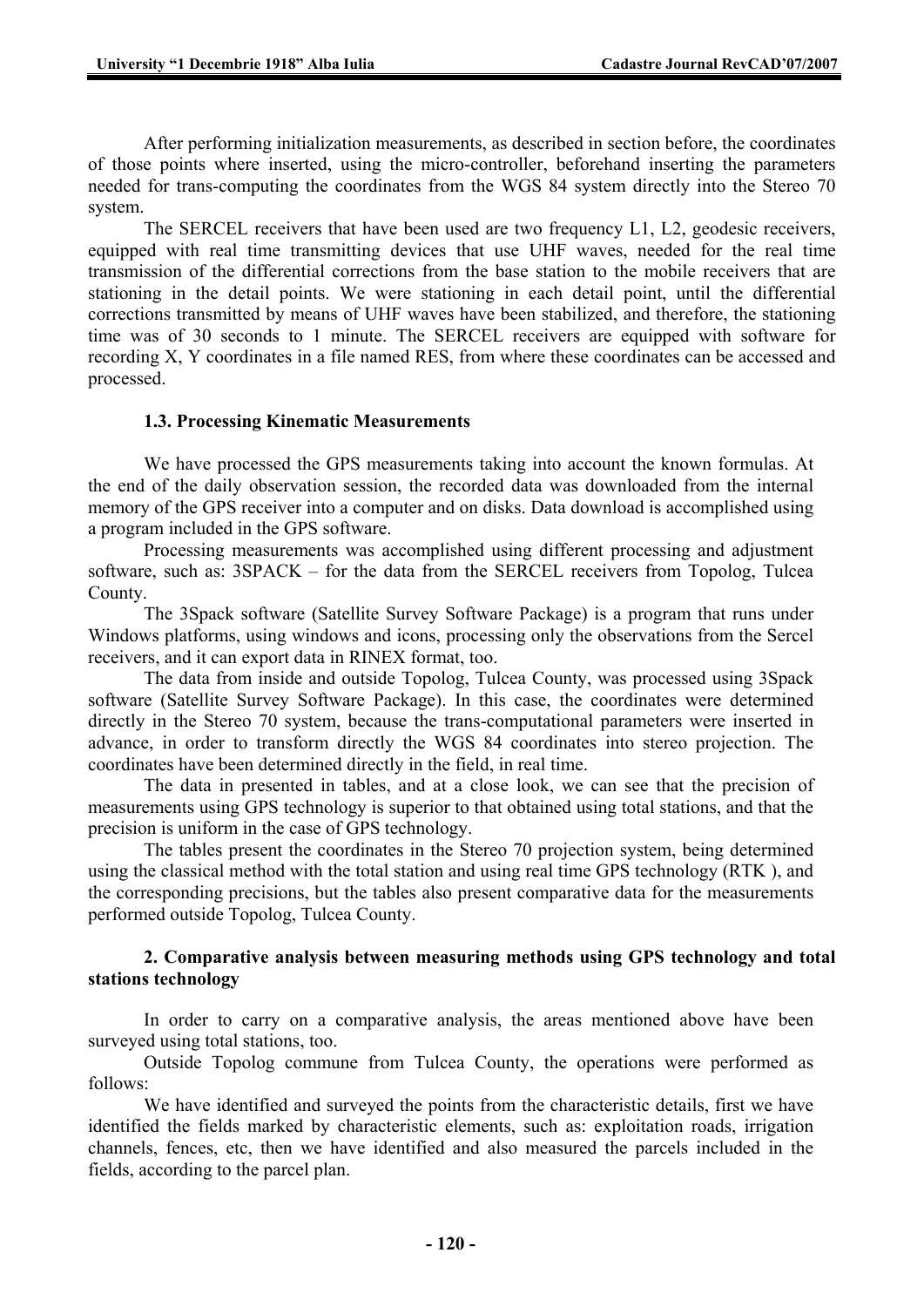After performing initialization measurements, as described in section before, the coordinates of those points where inserted, using the micro-controller, beforehand inserting the parameters needed for trans-computing the coordinates from the WGS 84 system directly into the Stereo 70 system.

The SERCEL receivers that have been used are two frequency L1, L2, geodesic receivers, equipped with real time transmitting devices that use UHF waves, needed for the real time transmission of the differential corrections from the base station to the mobile receivers that are stationing in the detail points. We were stationing in each detail point, until the differential corrections transmitted by means of UHF waves have been stabilized, and therefore, the stationing time was of 30 seconds to 1 minute. The SERCEL receivers are equipped with software for recording X, Y coordinates in a file named RES, from where these coordinates can be accessed and processed.

### 1.3. Processing Kinematic Measurements

We have processed the GPS measurements taking into account the known formulas. At the end of the daily observation session, the recorded data was downloaded from the internal memory of the GPS receiver into a computer and on disks. Data download is accomplished using a program included in the GPS software.

Processing measurements was accomplished using different processing and adjustment software, such as: 3SPACK – for the data from the SERCEL receivers from Topolog, Tulcea County.

The 3Spack software (Satellite Survey Software Package) is a program that runs under Windows platforms, using windows and icons, processing only the observations from the Sercel receivers, and it can export data in RINEX format, too.

The data from inside and outside Topolog, Tulcea County, was processed using 3Spack software (Satellite Survey Software Package). In this case, the coordinates were determined directly in the Stereo 70 system, because the trans-computational parameters were inserted in advance, in order to transform directly the WGS 84 coordinates into stereo projection. The coordinates have been determined directly in the field, in real time.

The data in presented in tables, and at a close look, we can see that the precision of measurements using GPS technology is superior to that obtained using total stations, and that the precision is uniform in the case of GPS technology.

The tables present the coordinates in the Stereo 70 projection system, being determined using the classical method with the total station and using real time GPS technology (RTK ), and the corresponding precisions, but the tables also present comparative data for the measurements performed outside Topolog, Tulcea County.

## 2. Comparative analysis between measuring methods using GPS technology and total stations technology

In order to carry on a comparative analysis, the areas mentioned above have been surveyed using total stations, too.

Outside Topolog commune from Tulcea County, the operations were performed as follows:

We have identified and surveyed the points from the characteristic details, first we have identified the fields marked by characteristic elements, such as: exploitation roads, irrigation channels, fences, etc, then we have identified and also measured the parcels included in the fields, according to the parcel plan.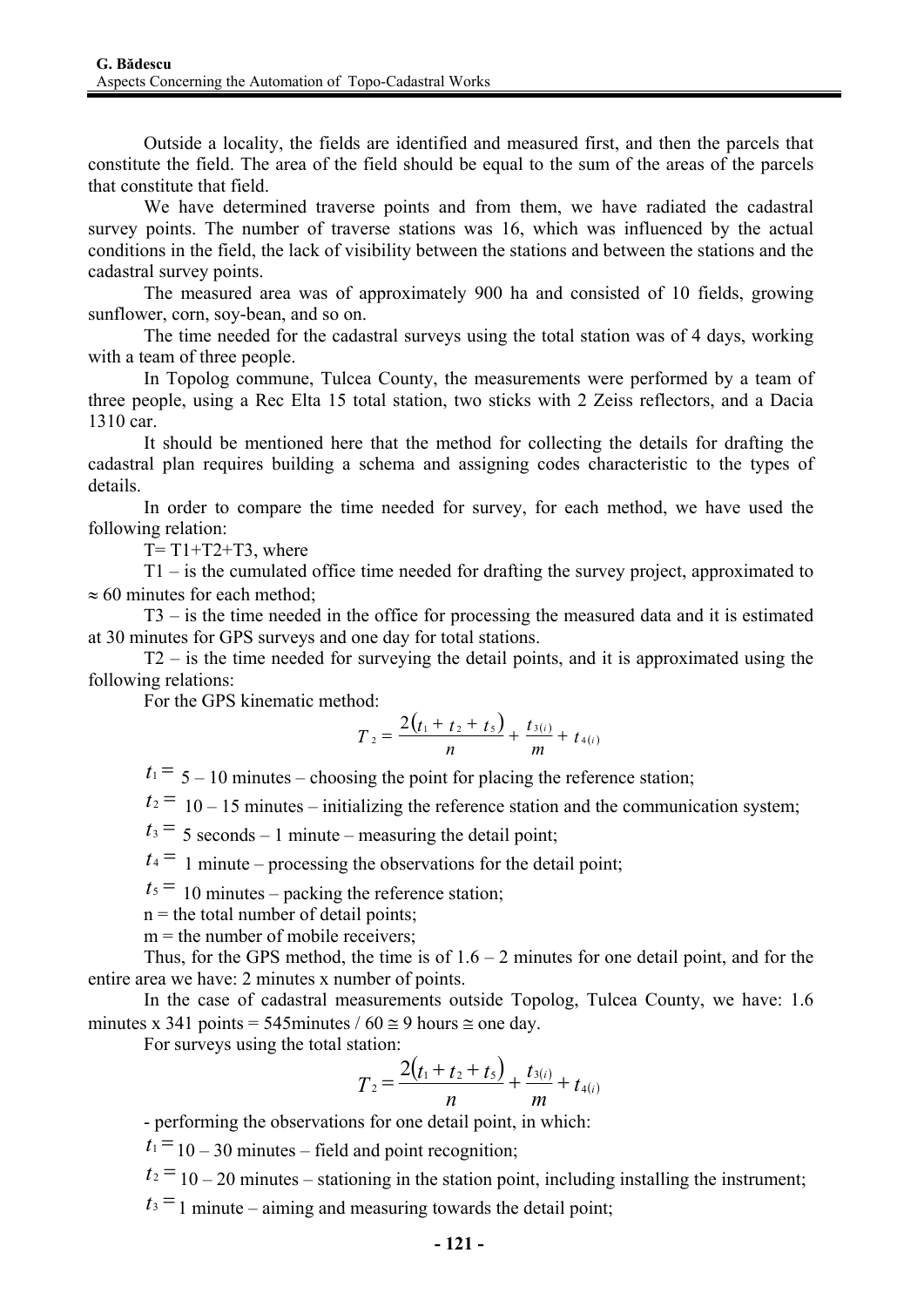Outside a locality, the fields are identified and measured first, and then the parcels that constitute the field. The area of the field should be equal to the sum of the areas of the parcels that constitute that field.

We have determined traverse points and from them, we have radiated the cadastral survey points. The number of traverse stations was 16, which was influenced by the actual conditions in the field, the lack of visibility between the stations and between the stations and the cadastral survey points.

The measured area was of approximately 900 ha and consisted of 10 fields, growing sunflower, corn, soy-bean, and so on.

The time needed for the cadastral surveys using the total station was of 4 days, working with a team of three people.

In Topolog commune, Tulcea County, the measurements were performed by a team of three people, using a Rec Elta 15 total station, two sticks with 2 Zeiss reflectors, and a Dacia 1310 car.

It should be mentioned here that the method for collecting the details for drafting the cadastral plan requires building a schema and assigning codes characteristic to the types of details.

In order to compare the time needed for survey, for each method, we have used the following relation:

T= T1+T2+T3, where

T1 – is the cumulated office time needed for drafting the survey project, approximated to $\approx$ 60 minutes for each method;

T3 – is the time needed in the office for processing the measured data and it is estimated at 30 minutes for GPS surveys and one day for total stations.

T2 – is the time needed for surveying the detail points, and it is approximated using the following relations:

For the GPS kinematic method:

$$T_2 = \frac{2(t_1 + t_2 + t_5)}{n} + \frac{t_{3(i)}}{m} + t_{4(i)}$$

$t_1 =$ 5 – 10 minutes – choosing the point for placing the reference station;

$t_2 =$ 10 – 15 minutes – initializing the reference station and the communication system;

$t_3 =$ 5 seconds – 1 minute – measuring the detail point;

$t_4 =$ 1 minute – processing the observations for the detail point;

$t_5 =$ 10 minutes – packing the reference station;

n = the total number of detail points;

m = the number of mobile receivers;

Thus, for the GPS method, the time is of 1.6 – 2 minutes for one detail point, and for the entire area we have: 2 minutes x number of points.

In the case of cadastral measurements outside Topolog, Tulcea County, we have: 1.6 minutes x 341 points = 545minutes / 60 $\cong$ 9 hours $\cong$ one day.

For surveys using the total station:

$$T_2 = \frac{2(t_1 + t_2 + t_5)}{n} + \frac{t_{3(i)}}{m} + t_{4(i)}$$

- performing the observations for one detail point, in which:

$t_1 =$ 10 – 30 minutes – field and point recognition;

$t_2 =$ 10 – 20 minutes – stationing in the station point, including installing the instrument;

$t_3 =$ 1 minute – aiming and measuring towards the detail point;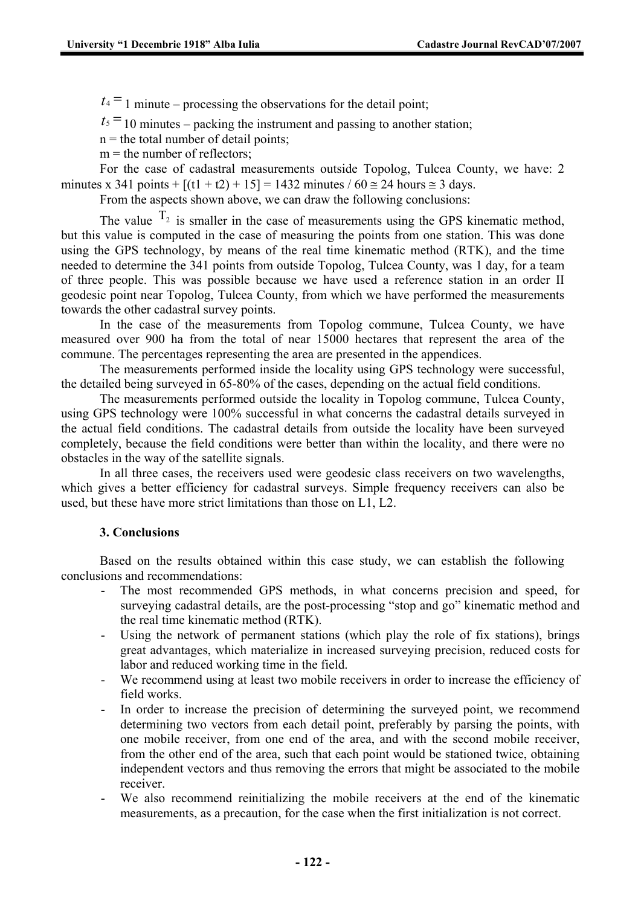$t_4 = 1$ minute – processing the observations for the detail point;

$t_5 = 10$ minutes – packing the instrument and passing to another station;

n = the total number of detail points;

m = the number of reflectors;

For the case of cadastral measurements outside Topolog, Tulcea County, we have: 2 minutes x 341 points + [(t1 + t2) + 15] = 1432 minutes / 60 ≅ 24 hours ≅ 3 days.

From the aspects shown above, we can draw the following conclusions:

The value $T_2$ is smaller in the case of measurements using the GPS kinematic method, but this value is computed in the case of measuring the points from one station. This was done using the GPS technology, by means of the real time kinematic method (RTK), and the time needed to determine the 341 points from outside Topolog, Tulcea County, was 1 day, for a team of three people. This was possible because we have used a reference station in an order II geodesic point near Topolog, Tulcea County, from which we have performed the measurements towards the other cadastral survey points.

In the case of the measurements from Topolog commune, Tulcea County, we have measured over 900 ha from the total of near 15000 hectares that represent the area of the commune. The percentages representing the area are presented in the appendices.

The measurements performed inside the locality using GPS technology were successful, the detailed being surveyed in 65-80% of the cases, depending on the actual field conditions.

The measurements performed outside the locality in Topolog commune, Tulcea County, using GPS technology were 100% successful in what concerns the cadastral details surveyed in the actual field conditions. The cadastral details from outside the locality have been surveyed completely, because the field conditions were better than within the locality, and there were no obstacles in the way of the satellite signals.

In all three cases, the receivers used were geodesic class receivers on two wavelengths, which gives a better efficiency for cadastral surveys. Simple frequency receivers can also be used, but these have more strict limitations than those on L1, L2.

### 3. Conclusions

Based on the results obtained within this case study, we can establish the following conclusions and recommendations:

- The most recommended GPS methods, in what concerns precision and speed, for surveying cadastral details, are the post-processing "stop and go" kinematic method and the real time kinematic method (RTK).
- Using the network of permanent stations (which play the role of fix stations), brings great advantages, which materialize in increased surveying precision, reduced costs for labor and reduced working time in the field.
- We recommend using at least two mobile receivers in order to increase the efficiency of field works.
- In order to increase the precision of determining the surveyed point, we recommend determining two vectors from each detail point, preferably by parsing the points, with one mobile receiver, from one end of the area, and with the second mobile receiver, from the other end of the area, such that each point would be stationed twice, obtaining independent vectors and thus removing the errors that might be associated to the mobile receiver.
- We also recommend reinitializing the mobile receivers at the end of the kinematic measurements, as a precaution, for the case when the first initialization is not correct.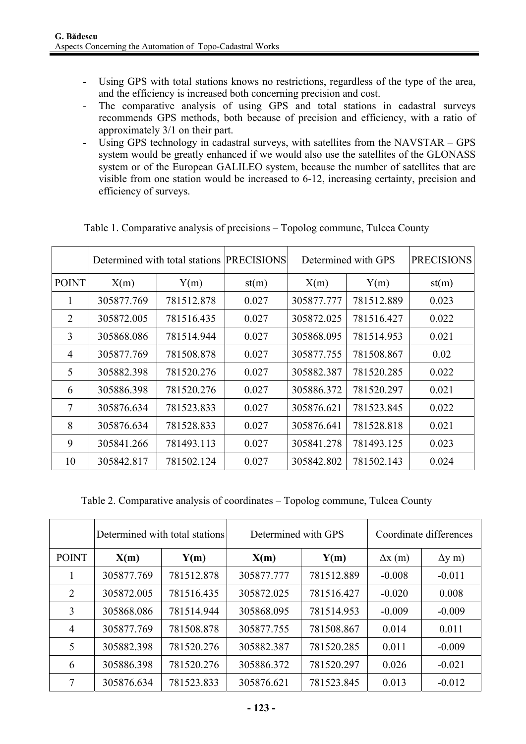- Using GPS with total stations knows no restrictions, regardless of the type of the area, and the efficiency is increased both concerning precision and cost.
- The comparative analysis of using GPS and total stations in cadastral surveys recommends GPS methods, both because of precision and efficiency, with a ratio of approximately 3/1 on their part.
- Using GPS technology in cadastral surveys, with satellites from the NAVSTAR – GPS system would be greatly enhanced if we would also use the satellites of the GLONASS system or of the European GALILEO system, because the number of satellites that are visible from one station would be increased to 6-12, increasing certainty, precision and efficiency of surveys.

Table 1. Comparative analysis of precisions – Topolog commune, Tulcea County

| | Determined with total stations | | PRECISIONS | Determined with GPS | | PRECISIONS |
|---|---|---|---|---|---|---|
| POINT | X(m) | Y(m) | st(m) | X(m) | Y(m) | st(m) |
| 1 | 305877.769 | 781512.878 | 0.027 | 305877.777 | 781512.889 | 0.023 |
| 2 | 305872.005 | 781516.435 | 0.027 | 305872.025 | 781516.427 | 0.022 |
| 3 | 305868.086 | 781514.944 | 0.027 | 305868.095 | 781514.953 | 0.021 |
| 4 | 305877.769 | 781508.878 | 0.027 | 305877.755 | 781508.867 | 0.02 |
| 5 | 305882.398 | 781520.276 | 0.027 | 305882.387 | 781520.285 | 0.022 |
| 6 | 305886.398 | 781520.276 | 0.027 | 305886.372 | 781520.297 | 0.021 |
| 7 | 305876.634 | 781523.833 | 0.027 | 305876.621 | 781523.845 | 0.022 |
| 8 | 305876.634 | 781528.833 | 0.027 | 305876.641 | 781528.818 | 0.021 |
| 9 | 305841.266 | 781493.113 | 0.027 | 305841.278 | 781493.125 | 0.023 |
| 10 | 305842.817 | 781502.124 | 0.027 | 305842.802 | 781502.143 | 0.024 |

Table 2. Comparative analysis of coordinates – Topolog commune, Tulcea County

| | Determined with total stations | | Determined with GPS | | Coordinate differences | |
|---|---|---|---|---|---|---|
| POINT | **X(m)** | **Y(m)** | **X(m)** | **Y(m)** | Δx (m) | Δy m) |
| 1 | 305877.769 | 781512.878 | 305877.777 | 781512.889 | -0.008 | -0.011 |
| 2 | 305872.005 | 781516.435 | 305872.025 | 781516.427 | -0.020 | 0.008 |
| 3 | 305868.086 | 781514.944 | 305868.095 | 781514.953 | -0.009 | -0.009 |
| 4 | 305877.769 | 781508.878 | 305877.755 | 781508.867 | 0.014 | 0.011 |
| 5 | 305882.398 | 781520.276 | 305882.387 | 781520.285 | 0.011 | -0.009 |
| 6 | 305886.398 | 781520.276 | 305886.372 | 781520.297 | 0.026 | -0.021 |
| 7 | 305876.634 | 781523.833 | 305876.621 | 781523.845 | 0.013 | -0.012 |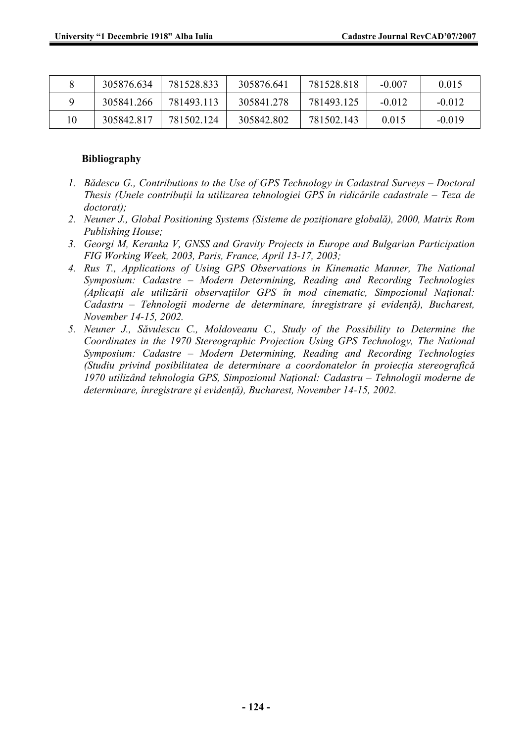| | | | | | | |
|---|---|---|---|---|---|---|
| 8 | 305876.634 | 781528.833 | 305876.641 | 781528.818 | -0.007 | 0.015 |
| 9 | 305841.266 | 781493.113 | 305841.278 | 781493.125 | -0.012 | -0.012 |
| 10 | 305842.817 | 781502.124 | 305842.802 | 781502.143 | 0.015 | -0.019 |

**Bibliography**

1. *Bădescu G., Contributions to the Use of GPS Technology in Cadastral Surveys – Doctoral Thesis (Unele contribuții la utilizarea tehnologiei GPS în ridicările cadastrale – Teza de doctorat);*
2. *Neuner J., Global Positioning Systems (Sisteme de poziționare globală), 2000, Matrix Rom Publishing House;*
3. *Georgi M, Keranka V, GNSS and Gravity Projects in Europe and Bulgarian Participation FIG Working Week, 2003, Paris, France, April 13-17, 2003;*
4. *Rus T., Applications of Using GPS Observations in Kinematic Manner, The National Symposium: Cadastre – Modern Determining, Reading and Recording Technologies (Aplicații ale utilizării observațiilor GPS în mod cinematic, Simpozionul Național: Cadastru – Tehnologii moderne de determinare, înregistrare şi evidență), Bucharest, November 14-15, 2002.*
5. *Neuner J., Săvulescu C., Moldoveanu C., Study of the Possibility to Determine the Coordinates in the 1970 Stereographic Projection Using GPS Technology, The National Symposium: Cadastre – Modern Determining, Reading and Recording Technologies (Studiu privind posibilitatea de determinare a coordonatelor în proiecția stereografică 1970 utilizând tehnologia GPS, Simpozionul Național: Cadastru – Tehnologii moderne de determinare, înregistrare şi evidență), Bucharest, November 14-15, 2002.*